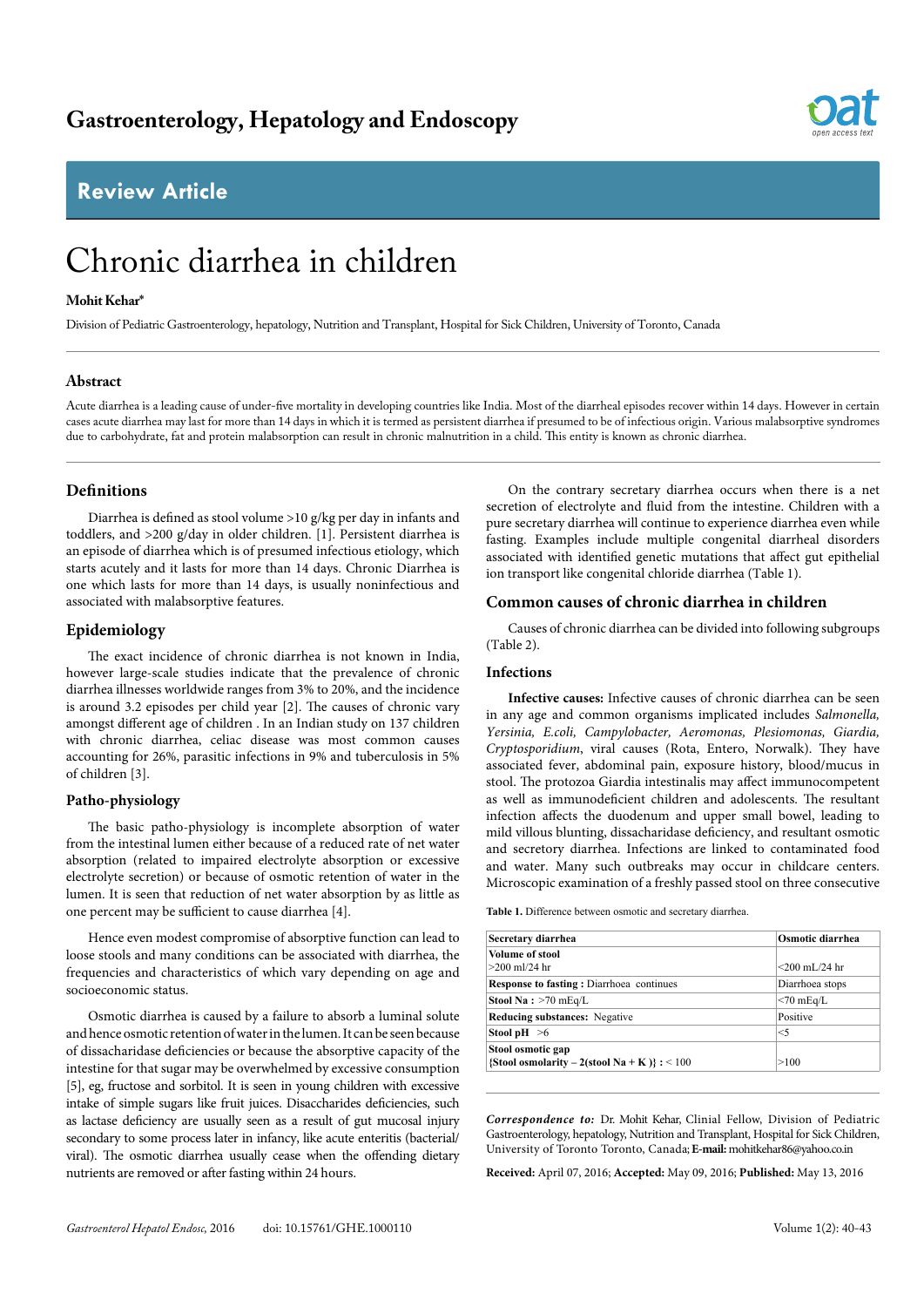# Chronic diarrhea in children

**Mohit Kehar***

Division of Pediatric Gastroenterology, hepatology, Nutrition and Transplant, Hospital for Sick Children, University of Toronto, Canada

## Abstract

Acute diarrhea is a leading cause of under-five mortality in developing countries like India. Most of the diarrheal episodes recover within 14 days. However in certain cases acute diarrhea may last for more than 14 days in which it is termed as persistent diarrhea if presumed to be of infectious origin. Various malabsorptive syndromes due to carbohydrate, fat and protein malabsorption can result in chronic malnutrition in a child. This entity is known as chronic diarrhea.

## Definitions

Diarrhea is defined as stool volume >10 g/kg per day in infants and toddlers, and >200 g/day in older children. [1]. Persistent diarrhea is an episode of diarrhea which is of presumed infectious etiology, which starts acutely and it lasts for more than 14 days. Chronic Diarrhea is one which lasts for more than 14 days, is usually noninfectious and associated with malabsorptive features.

## Epidemiology

The exact incidence of chronic diarrhea is not known in India, however large-scale studies indicate that the prevalence of chronic diarrhea illnesses worldwide ranges from 3% to 20%, and the incidence is around 3.2 episodes per child year [2]. The causes of chronic vary amongst different age of children . In an Indian study on 137 children with chronic diarrhea, celiac disease was most common causes accounting for 26%, parasitic infections in 9% and tuberculosis in 5% of children [3].

## Patho-physiology

The basic patho-physiology is incomplete absorption of water from the intestinal lumen either because of a reduced rate of net water absorption (related to impaired electrolyte absorption or excessive electrolyte secretion) or because of osmotic retention of water in the lumen. It is seen that reduction of net water absorption by as little as one percent may be sufficient to cause diarrhea [4].

Hence even modest compromise of absorptive function can lead to loose stools and many conditions can be associated with diarrhea, the frequencies and characteristics of which vary depending on age and socioeconomic status.

Osmotic diarrhea is caused by a failure to absorb a luminal solute and hence osmotic retention of water in the lumen. It can be seen because of dissacharidase deficiencies or because the absorptive capacity of the intestine for that sugar may be overwhelmed by excessive consumption [5], eg, fructose and sorbitol. It is seen in young children with excessive intake of simple sugars like fruit juices. Disaccharides deficiencies, such as lactase deficiency are usually seen as a result of gut mucosal injury secondary to some process later in infancy, like acute enteritis (bacterial/viral). The osmotic diarrhea usually cease when the offending dietary nutrients are removed or after fasting within 24 hours.

On the contrary secretary diarrhea occurs when there is a net secretion of electrolyte and fluid from the intestine. Children with a pure secretary diarrhea will continue to experience diarrhea even while fasting. Examples include multiple congenital diarrheal disorders associated with identified genetic mutations that affect gut epithelial ion transport like congenital chloride diarrhea (Table 1).

## Common causes of chronic diarrhea in children

Causes of chronic diarrhea can be divided into following subgroups (Table 2).

### Infections

**Infective causes:** Infective causes of chronic diarrhea can be seen in any age and common organisms implicated includes *Salmonella, Yersinia, E.coli, Campylobacter, Aeromonas, Plesiomonas, Giardia, Cryptosporidium*, viral causes (Rota, Entero, Norwalk). They have associated fever, abdominal pain, exposure history, blood/mucus in stool. The protozoa Giardia intestinalis may affect immunocompetent as well as immunodeficient children and adolescents. The resultant infection affects the duodenum and upper small bowel, leading to mild villous blunting, dissacharidase deficiency, and resultant osmotic and secretory diarrhea. Infections are linked to contaminated food and water. Many such outbreaks may occur in childcare centers. Microscopic examination of a freshly passed stool on three consecutive

**Table 1.** Difference between osmotic and secretary diarrhea.

| Secretary diarrhea | Osmotic diarrhea |
|---|---|
| **Volume of stool** >200 ml/24 hr | <200 mL/24 hr |
| **Response to fasting :** Diarrhoea continues | Diarrhoea stops |
| **Stool Na :** >70 mEq/L | <70 mEq/L |
| **Reducing substances:** Negative | Positive |
| **Stool pH** >6 | <5 |
| **Stool osmotic gap {Stool osmolarity – 2(stool Na + K )} :** < 100 | >100 |

***Correspondence to:*** Dr. Mohit Kehar, Clinial Fellow, Division of Pediatric Gastroenterology, hepatology, Nutrition and Transplant, Hospital for Sick Children, University of Toronto Toronto, Canada; **E-mail:** mohitkehar86@yahoo.co.in

**Received:** April 07, 2016; **Accepted:** May 09, 2016; **Published:** May 13, 2016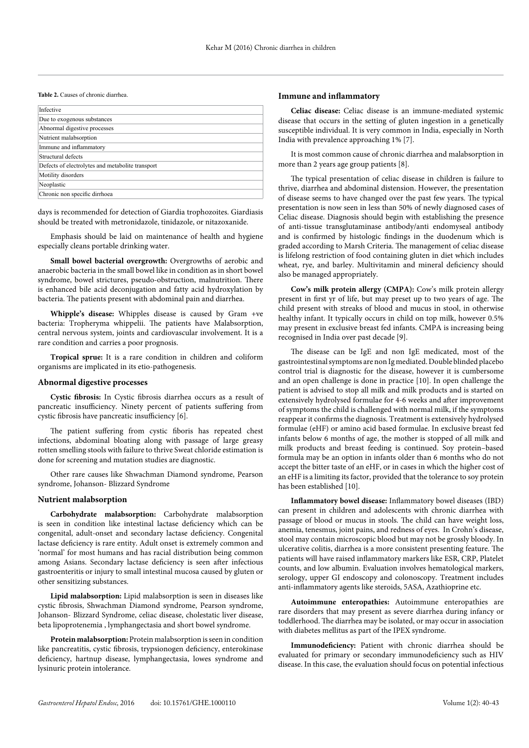**Table 2.** Causes of chronic diarrhea.

| Causes of chronic diarrhea |
|---|
| Infective |
| Due to exogenous substances |
| Abnormal digestive processes |
| Nutrient malabsorption |
| Immune and inflammatory |
| Structural defects |
| Defects of electrolytes and metabolite transport |
| Motility disorders |
| Neoplastic |
| Chronic non specific dirrhoea |

days is recommended for detection of Giardia trophozoites. Giardiasis should be treated with metronidazole, tinidazole, or nitazoxanide.

Emphasis should be laid on maintenance of health and hygiene especially cleans portable drinking water.

**Small bowel bacterial overgrowth:** Overgrowths of aerobic and anaerobic bacteria in the small bowel like in condition as in short bowel syndrome, bowel strictures, pseudo-obstruction, malnutrition. There is enhanced bile acid deconjugation and fatty acid hydroxylation by bacteria. The patients present with abdominal pain and diarrhea.

**Whipple's disease:** Whipples disease is caused by Gram +ve bacteria: Tropheryma whippelii. The patients have Malabsorption, central nervous system, joints and cardiovascular involvement. It is a rare condition and carries a poor prognosis.

**Tropical sprue:** It is a rare condition in children and coliform organisms are implicated in its etio-pathogenesis.

### Abnormal digestive processes

**Cystic fibrosis:** In Cystic fibrosis diarrhea occurs as a result of pancreatic insufficiency. Ninety percent of patients suffering from cystic fibrosis have pancreatic insufficiency [6].

The patient suffering from cystic fiboris has repeated chest infections, abdominal bloating along with passage of large greasy rotten smelling stools with failure to thrive Sweat chloride estimation is done for screening and mutation studies are diagnostic.

Other rare causes like Shwachman Diamond syndrome, Pearson syndrome, Johanson- Blizzard Syndrome

### Nutrient malabsorption

**Carbohydrate malabsorption:** Carbohydrate malabsorption is seen in condition like intestinal lactase deficiency which can be congenital, adult-onset and secondary lactase deficiency. Congenital lactase deficiency is rare entity. Adult onset is extremely common and 'normal' for most humans and has racial distribution being common among Asians. Secondary lactase deficiency is seen after infectious gastroenteritis or injury to small intestinal mucosa caused by gluten or other sensitizing substances.

**Lipid malabsorption:** Lipid malabsorption is seen in diseases like cystic fibrosis, Shwachman Diamond syndrome, Pearson syndrome, Johanson- Blizzard Syndrome, celiac disease, cholestatic liver disease, beta lipoprotenemia , lymphangectasia and short bowel syndrome.

**Protein malabsorption:** Protein malabsorption is seen in condition like pancreatitis, cystic fibrosis, trypsionogen deficiency, enterokinase deficiency, hartnup disease, lymphangectasia, lowes syndrome and lysinuric protein intolerance.

### Immune and inflammatory

**Celiac disease:** Celiac disease is an immune-mediated systemic disease that occurs in the setting of gluten ingestion in a genetically susceptible individual. It is very common in India, especially in North India with prevalence approaching 1% [7].

It is most common cause of chronic diarrhea and malabsorption in more than 2 years age group patients [8].

The typical presentation of celiac disease in children is failure to thrive, diarrhea and abdominal distension. However, the presentation of disease seems to have changed over the past few years. The typical presentation is now seen in less than 50% of newly diagnosed cases of Celiac disease. Diagnosis should begin with establishing the presence of anti-tissue transglutaminase antibody/anti endomyseal antibody and is confirmed by histologic findings in the duodenum which is graded according to Marsh Criteria. The management of celiac disease is lifelong restriction of food containing gluten in diet which includes wheat, rye, and barley. Multivitamin and mineral deficiency should also be managed appropriately.

**Cow's milk protein allergy (CMPA):** Cow's milk protein allergy present in first yr of life, but may preset up to two years of age. The child present with streaks of blood and mucus in stool, in otherwise healthy infant. It typically occurs in child on top milk, however 0.5% may present in exclusive breast fed infants. CMPA is increasing being recognised in India over past decade [9].

The disease can be IgE and non IgE medicated, most of the gastrointestinal symptoms are non Ig mediated. Double blinded placebo control trial is diagnostic for the disease, however it is cumbersome and an open challenge is done in practice [10]. In open challenge the patient is advised to stop all milk and milk products and is started on extensively hydrolysed formulae for 4-6 weeks and after improvement of symptoms the child is challenged with normal milk, if the symptoms reappear it confirms the diagnosis. Treatment is extensively hydrolysed formulae (eHF) or amino acid based formulae. In exclusive breast fed infants below 6 months of age, the mother is stopped of all milk and milk products and breast feeding is continued. Soy protein–based formula may be an option in infants older than 6 months who do not accept the bitter taste of an eHF, or in cases in which the higher cost of an eHF is a limiting its factor, provided that the tolerance to soy protein has been established [10].

**Inflammatory bowel disease:** Inflammatory bowel diseases (IBD) can present in children and adolescents with chronic diarrhea with passage of blood or mucus in stools. The child can have weight loss, anemia, tenesmus, joint pains, and redness of eyes. In Crohn's disease, stool may contain microscopic blood but may not be grossly bloody. In ulcerative colitis, diarrhea is a more consistent presenting feature. The patients will have raised inflammatory markers like ESR, CRP, Platelet counts, and low albumin. Evaluation involves hematological markers, serology, upper GI endoscopy and colonoscopy. Treatment includes anti-inflammatory agents like steroids, 5ASA, Azathioprine etc.

**Autoimmune enteropathies:** Autoimmune enteropathies are rare disorders that may present as severe diarrhea during infancy or toddlerhood. The diarrhea may be isolated, or may occur in association with diabetes mellitus as part of the IPEX syndrome.

**Immunodeficiency:** Patient with chronic diarrhea should be evaluated for primary or secondary immunodeficiency such as HIV disease. In this case, the evaluation should focus on potential infectious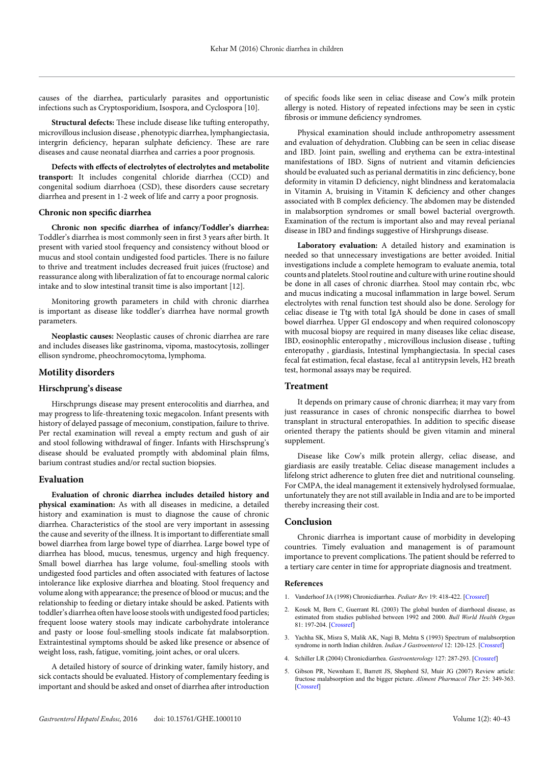causes of the diarrhea, particularly parasites and opportunistic infections such as Cryptosporidium, Isospora, and Cyclospora [10].

**Structural defects:** These include disease like tufting enteropathy, microvillous inclusion disease , phenotypic diarrhea, lymphangiectasia, intergrin deficiency, heparan sulphate deficiency. These are rare diseases and cause neonatal diarrhea and carries a poor prognosis.

**Defects with effects of electrolytes of electrolytes and metabolite transport:** It includes congenital chloride diarrhea (CCD) and congenital sodium diarrhoea (CSD), these disorders cause secretary diarrhea and present in 1-2 week of life and carry a poor prognosis.

### Chronic non specific diarrhea

**Chronic non specific diarrhea of infancy/Toddler's diarrhea:** Toddler's diarrhea is most commonly seen in first 3 years after birth. It present with varied stool frequency and consistency without blood or mucus and stool contain undigested food particles. There is no failure to thrive and treatment includes decreased fruit juices (fructose) and reassurance along with liberalization of fat to encourage normal caloric intake and to slow intestinal transit time is also important [12].

Monitoring growth parameters in child with chronic diarrhea is important as disease like toddler's diarrhea have normal growth parameters.

**Neoplastic causes:** Neoplastic causes of chronic diarrhea are rare and includes diseases like gastrinoma, vipoma, mastocytosis, zollinger ellison syndrome, pheochromocytoma, lymphoma.

## Motility disorders

### Hirschprung's disease

Hirschprungs disease may present enterocolitis and diarrhea, and may progress to life-threatening toxic megacolon. Infant presents with history of delayed passage of meconium, constipation, failure to thrive. Per rectal examination will reveal a empty rectum and gush of air and stool following withdrawal of finger. Infants with Hirschsprung's disease should be evaluated promptly with abdominal plain films, barium contrast studies and/or rectal suction biopsies.

## Evaluation

**Evaluation of chronic diarrhea includes detailed history and physical examination:** As with all diseases in medicine, a detailed history and examination is must to diagnose the cause of chronic diarrhea. Characteristics of the stool are very important in assessing the cause and severity of the illness. It is important to differentiate small bowel diarrhea from large bowel type of diarrhea. Large bowel type of diarrhea has blood, mucus, tenesmus, urgency and high frequency. Small bowel diarrhea has large volume, foul-smelling stools with undigested food particles and often associated with features of lactose intolerance like explosive diarrhea and bloating. Stool frequency and volume along with appearance; the presence of blood or mucus; and the relationship to feeding or dietary intake should be asked. Patients with toddler's diarrhea often have loose stools with undigested food particles; frequent loose watery stools may indicate carbohydrate intolerance and pasty or loose foul-smelling stools indicate fat malabsorption. Extraintestinal symptoms should be asked like presence or absence of weight loss, rash, fatigue, vomiting, joint aches, or oral ulcers.

A detailed history of source of drinking water, family history, and sick contacts should be evaluated. History of complementary feeding is important and should be asked and onset of diarrhea after introduction of specific foods like seen in celiac disease and Cow's milk protein allergy is noted. History of repeated infections may be seen in cystic fibrosis or immune deficiency syndromes.

Physical examination should include anthropometry assessment and evaluation of dehydration. Clubbing can be seen in celiac disease and IBD. Joint pain, swelling and erythema can be extra-intestinal manifestations of IBD. Signs of nutrient and vitamin deficiencies should be evaluated such as perianal dermatitis in zinc deficiency, bone deformity in vitamin D deficiency, night blindness and keratomalacia in Vitamin A, bruising in Vitamin K deficiency and other changes associated with B complex deficiency. The abdomen may be distended in malabsorption syndromes or small bowel bacterial overgrowth. Examination of the rectum is important also and may reveal perianal disease in IBD and findings suggestive of Hirshprungs disease.

**Laboratory evaluation:** A detailed history and examination is needed so that unnecessary investigations are better avoided. Initial investigations include a complete hemogram to evaluate anemia, total counts and platelets. Stool routine and culture with urine routine should be done in all cases of chronic diarrhea. Stool may contain rbc, wbc and mucus indicating a mucosal inflammation in large bowel. Serum electrolytes with renal function test should also be done. Serology for celiac disease ie Ttg with total IgA should be done in cases of small bowel diarrhea. Upper GI endoscopy and when required colonoscopy with mucosal biopsy are required in many diseases like celiac disease, IBD, eosinophlic enteropathy , microvillous inclusion disease , tufting enteropathy , giardiasis, Intestinal lymphangiectasia. In special cases fecal fat estimation, fecal elastase, fecal a1 antitrypsin levels, H2 breath test, hormonal assays may be required.

## Treatment

It depends on primary cause of chronic diarrhea; it may vary from just reassurance in cases of chronic nonspecific diarrhea to bowel transplant in structural enteropathies. In addition to specific disease oriented therapy the patients should be given vitamin and mineral supplement.

Disease like Cow's milk protein allergy, celiac disease, and giardiasis are easily treatable. Celiac disease management includes a lifelong strict adherence to gluten free diet and nutritional counseling. For CMPA, the ideal management it extensively hydrolysed formulae, unfortunately they are not still available in India and are to be imported thereby increasing their cost.

## Conclusion

Chronic diarrhea is important cause of morbidity in developing countries. Timely evaluation and management is of paramount importance to prevent complications. The patient should be referred to a tertiary care center in time for appropriate diagnosis and treatment.

### References

1. Vanderhoof JA (1998) Chronicdiarrhea. *Pediatr Rev* 19: 418-422. [Crossref]
2. Kosek M, Bern C, Guerrant RL (2003) The global burden of diarrhoeal disease, as estimated from studies published between 1992 and 2000. *Bull World Health Organ* 81: 197-204. [Crossref]
3. Yachha SK, Misra S, Malik AK, Nagi B, Mehta S (1993) Spectrum of malabsorption syndrome in north Indian children. *Indian J Gastroenterol* 12: 120-125. [Crossref]
4. Schiller LR (2004) Chronicdiarrhea. *Gastroenterology* 127: 287-293. [Crossref]
5. Gibson PR, Newnham E, Barrett JS, Shepherd SJ, Muir JG (2007) Review article: fructose malabsorption and the bigger picture. *Aliment Pharmacol Ther* 25: 349-363. [Crossref]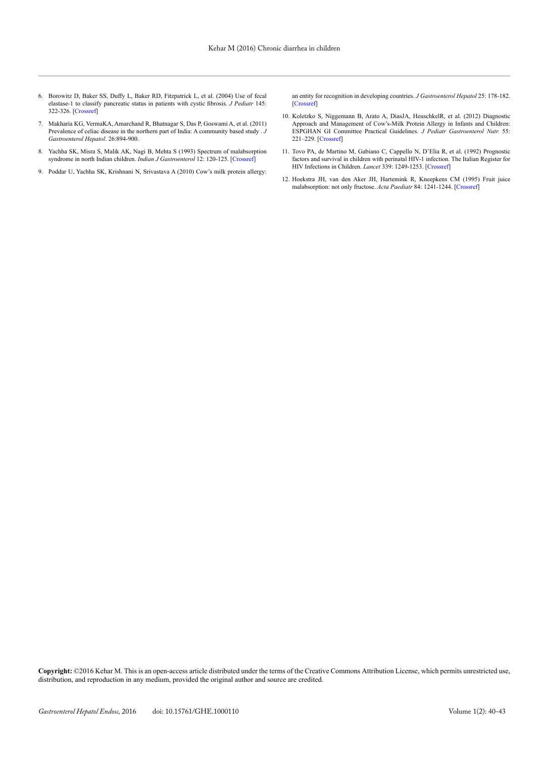6. Borowitz D, Baker SS, Duffy L, Baker RD, Fitzpatrick L, et al. (2004) Use of fecal elastase-1 to classify pancreatic status in patients with cystic fibrosis. *J Pediatr* 145: 322-326. [Crossref]

7. Makharia KG, VermaKA, Amarchand R, Bhatnagar S, Das P, Goswami A, et al. (2011) Prevalence of celiac disease in the northern part of India: A community based study . *J Gastroenterol Hepatol*. 26:894-900.

8. Yachha SK, Misra S, Malik AK, Nagi B, Mehta S (1993) Spectrum of malabsorption syndrome in north Indian children. *Indian J Gastroenterol* 12: 120-125. [Crossref]

9. Poddar U, Yachha SK, Krishnani N, Srivastava A (2010) Cow's milk protein allergy: an entity for recognition in developing countries. *J Gastroenterol Hepatol* 25: 178-182. [Crossref]

10. Koletzko S, Niggemann B, Arato A, DiasJA, HeuschkelR, et al. (2012) Diagnostic Approach and Management of Cow's-Milk Protein Allergy in Infants and Children: ESPGHAN GI Committee Practical Guidelines. *J Pediatr Gastroenterol Nutr.* 55: 221–229. [Crossref]

11. Tovo PA, de Martino M, Gabiano C, Cappello N, D'Elia R, et al. (1992) Prognostic factors and survival in children with perinatal HIV-1 infection. The Italian Register for HIV Infections in Children. *Lancet* 339: 1249-1253. [Crossref]

12. Hoekstra JH, van den Aker JH, Hartemink R, Kneepkens CM (1995) Fruit juice malabsorption: not only fructose. *Acta Paediatr* 84: 1241-1244. [Crossref]

**Copyright:** ©2016 Kehar M. This is an open-access article distributed under the terms of the Creative Commons Attribution License, which permits unrestricted use, distribution, and reproduction in any medium, provided the original author and source are credited.